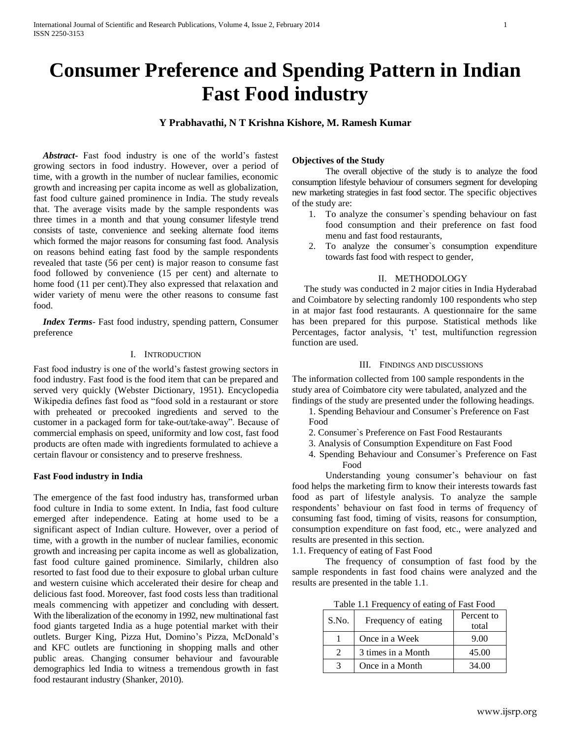# Consumer Preference and Spending Pattern in Indian Fast Food industry

**Y Prabhavathi, N T Krishna Kishore, M. Ramesh Kumar**

***Abstract***- Fast food industry is one of the world's fastest growing sectors in food industry. However, over a period of time, with a growth in the number of nuclear families, economic growth and increasing per capita income as well as globalization, fast food culture gained prominence in India. The study reveals that. The average visits made by the sample respondents was three times in a month and that young consumer lifestyle trend consists of taste, convenience and seeking alternate food items which formed the major reasons for consuming fast food. Analysis on reasons behind eating fast food by the sample respondents revealed that taste (56 per cent) is major reason to consume fast food followed by convenience (15 per cent) and alternate to home food (11 per cent).They also expressed that relaxation and wider variety of menu were the other reasons to consume fast food.

***Index Terms***- Fast food industry, spending pattern, Consumer preference

## I. Introduction

Fast food industry is one of the world's fastest growing sectors in food industry. Fast food is the food item that can be prepared and served very quickly (Webster Dictionary, 1951). Encyclopedia Wikipedia defines fast food as "food sold in a restaurant or store with preheated or precooked ingredients and served to the customer in a packaged form for take-out/take-away". Because of commercial emphasis on speed, uniformity and low cost, fast food products are often made with ingredients formulated to achieve a certain flavour or consistency and to preserve freshness.

**Fast Food industry in India**

The emergence of the fast food industry has, transformed urban food culture in India to some extent. In India, fast food culture emerged after independence. Eating at home used to be a significant aspect of Indian culture. However, over a period of time, with a growth in the number of nuclear families, economic growth and increasing per capita income as well as globalization, fast food culture gained prominence. Similarly, children also resorted to fast food due to their exposure to global urban culture and western cuisine which accelerated their desire for cheap and delicious fast food. Moreover, fast food costs less than traditional meals commencing with appetizer and concluding with dessert. With the liberalization of the economy in 1992, new multinational fast food giants targeted India as a huge potential market with their outlets. Burger King, Pizza Hut, Domino's Pizza, McDonald's and KFC outlets are functioning in shopping malls and other public areas. Changing consumer behaviour and favourable demographics led India to witness a tremendous growth in fast food restaurant industry (Shanker, 2010).

**Objectives of the Study**

The overall objective of the study is to analyze the food consumption lifestyle behaviour of consumers segment for developing new marketing strategies in fast food sector. The specific objectives of the study are:

1. To analyze the consumer`s spending behaviour on fast food consumption and their preference on fast food menu and fast food restaurants,
2. To analyze the consumer`s consumption expenditure towards fast food with respect to gender,

## II. Methodology

The study was conducted in 2 major cities in India Hyderabad and Coimbatore by selecting randomly 100 respondents who step in at major fast food restaurants. A questionnaire for the same has been prepared for this purpose. Statistical methods like Percentages, factor analysis, 't' test, multifunction regression function are used.

## III. Findings and Discussions

The information collected from 100 sample respondents in the study area of Coimbatore city were tabulated, analyzed and the findings of the study are presented under the following headings.

1. Spending Behaviour and Consumer`s Preference on Fast Food
2. Consumer`s Preference on Fast Food Restaurants
3. Analysis of Consumption Expenditure on Fast Food
4. Spending Behaviour and Consumer`s Preference on Fast Food

Understanding young consumer's behaviour on fast food helps the marketing firm to know their interests towards fast food as part of lifestyle analysis. To analyze the sample respondents' behaviour on fast food in terms of frequency of consuming fast food, timing of visits, reasons for consumption, consumption expenditure on fast food, etc., were analyzed and results are presented in this section.

1.1. Frequency of eating of Fast Food

The frequency of consumption of fast food by the sample respondents in fast food chains were analyzed and the results are presented in the table 1.1.

Table 1.1 Frequency of eating of Fast Food

| S.No. | Frequency of eating | Percent to total |
|---|---|---|
| 1 | Once in a Week | 9.00 |
| 2 | 3 times in a Month | 45.00 |
| 3 | Once in a Month | 34.00 |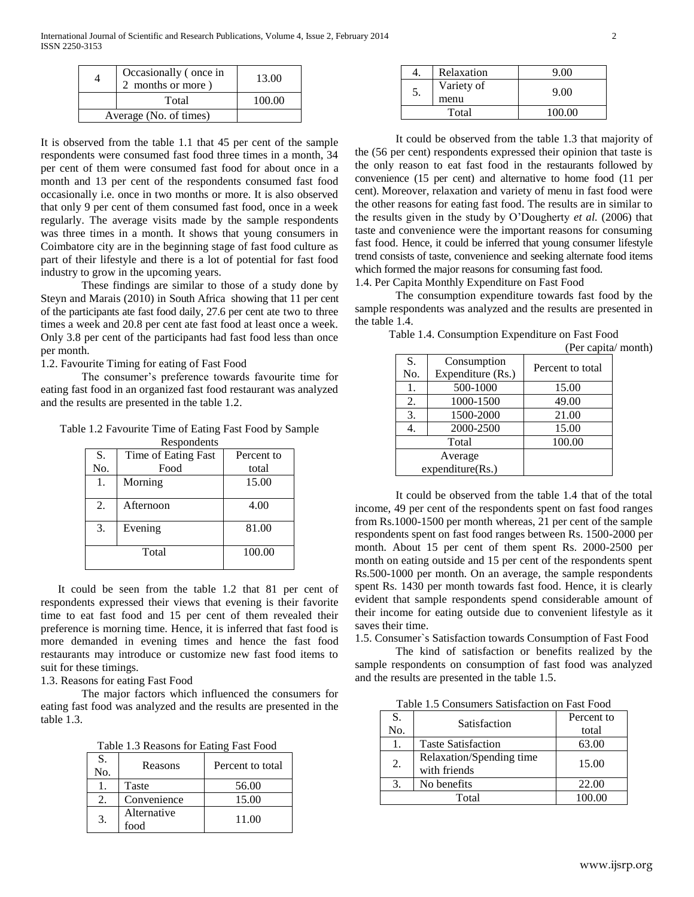| 4 | Occasionally ( once in 2 months or more ) | 13.00 |
|---|---|---|
| | Total | 100.00 |
| Average (No. of times) | | |

It is observed from the table 1.1 that 45 per cent of the sample respondents were consumed fast food three times in a month, 34 per cent of them were consumed fast food for about once in a month and 13 per cent of the respondents consumed fast food occasionally i.e. once in two months or more. It is also observed that only 9 per cent of them consumed fast food, once in a week regularly. The average visits made by the sample respondents was three times in a month. It shows that young consumers in Coimbatore city are in the beginning stage of fast food culture as part of their lifestyle and there is a lot of potential for fast food industry to grow in the upcoming years.

These findings are similar to those of a study done by Steyn and Marais (2010) in South Africa showing that 11 per cent of the participants ate fast food daily, 27.6 per cent ate two to three times a week and 20.8 per cent ate fast food at least once a week. Only 3.8 per cent of the participants had fast food less than once per month.

1.2. Favourite Timing for eating of Fast Food

The consumer's preference towards favourite time for eating fast food in an organized fast food restaurant was analyzed and the results are presented in the table 1.2.

Table 1.2 Favourite Time of Eating Fast Food by Sample Respondents

| S. No. | Time of Eating Fast Food | Percent to total |
|---|---|---|
| 1. | Morning | 15.00 |
| 2. | Afternoon | 4.00 |
| 3. | Evening | 81.00 |
| | Total | 100.00 |

It could be seen from the table 1.2 that 81 per cent of respondents expressed their views that evening is their favorite time to eat fast food and 15 per cent of them revealed their preference is morning time. Hence, it is inferred that fast food is more demanded in evening times and hence the fast food restaurants may introduce or customize new fast food items to suit for these timings.

1.3. Reasons for eating Fast Food

The major factors which influenced the consumers for eating fast food was analyzed and the results are presented in the table 1.3.

Table 1.3 Reasons for Eating Fast Food

| S. No. | Reasons | Percent to total |
|---|---|---|
| 1. | Taste | 56.00 |
| 2. | Convenience | 15.00 |
| 3. | Alternative food | 11.00 |
| 4. | Relaxation | 9.00 |
| 5. | Variety of menu | 9.00 |
| | Total | 100.00 |

It could be observed from the table 1.3 that majority of the (56 per cent) respondents expressed their opinion that taste is the only reason to eat fast food in the restaurants followed by convenience (15 per cent) and alternative to home food (11 per cent). Moreover, relaxation and variety of menu in fast food were the other reasons for eating fast food. The results are in similar to the results given in the study by O'Dougherty *et al.* (2006) that taste and convenience were the important reasons for consuming fast food. Hence, it could be inferred that young consumer lifestyle trend consists of taste, convenience and seeking alternate food items which formed the major reasons for consuming fast food.

1.4. Per Capita Monthly Expenditure on Fast Food

The consumption expenditure towards fast food by the sample respondents was analyzed and the results are presented in the table 1.4.

Table 1.4. Consumption Expenditure on Fast Food (Per capita/ month)

| S. No. | Consumption Expenditure (Rs.) | Percent to total |
|---|---|---|
| 1. | 500-1000 | 15.00 |
| 2. | 1000-1500 | 49.00 |
| 3. | 1500-2000 | 21.00 |
| 4. | 2000-2500 | 15.00 |
| | Total | 100.00 |
| | Average expenditure(Rs.) | |

It could be observed from the table 1.4 that of the total income, 49 per cent of the respondents spent on fast food ranges from Rs.1000-1500 per month whereas, 21 per cent of the sample respondents spent on fast food ranges between Rs. 1500-2000 per month. About 15 per cent of them spent Rs. 2000-2500 per month on eating outside and 15 per cent of the respondents spent Rs.500-1000 per month. On an average, the sample respondents spent Rs. 1430 per month towards fast food. Hence, it is clearly evident that sample respondents spend considerable amount of their income for eating outside due to convenient lifestyle as it saves their time.

1.5. Consumer`s Satisfaction towards Consumption of Fast Food

The kind of satisfaction or benefits realized by the sample respondents on consumption of fast food was analyzed and the results are presented in the table 1.5.

Table 1.5 Consumers Satisfaction on Fast Food

| S. No. | Satisfaction | Percent to total |
|---|---|---|
| 1. | Taste Satisfaction | 63.00 |
| 2. | Relaxation/Spending time with friends | 15.00 |
| 3. | No benefits | 22.00 |
| | Total | 100.00 |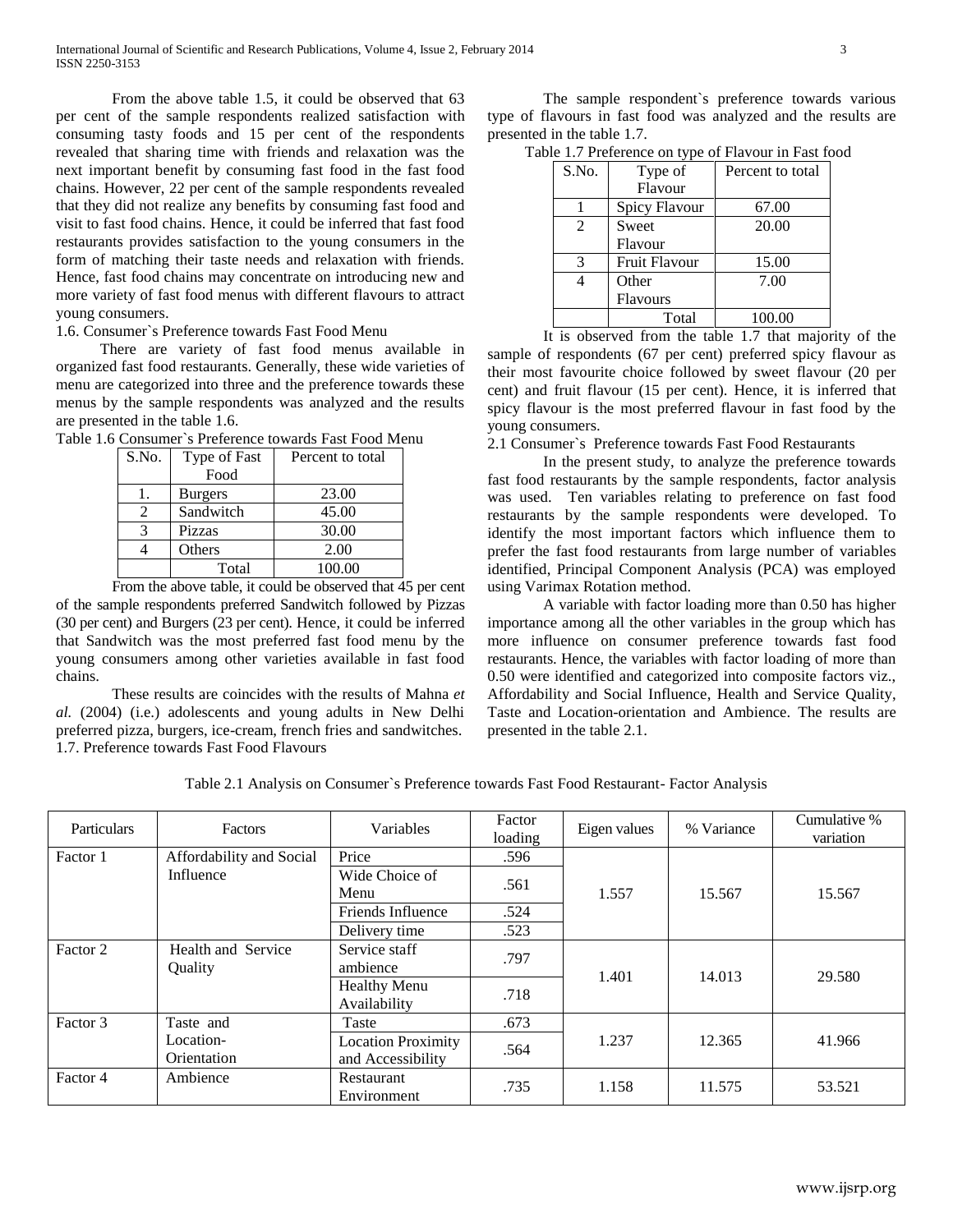From the above table 1.5, it could be observed that 63 per cent of the sample respondents realized satisfaction with consuming tasty foods and 15 per cent of the respondents revealed that sharing time with friends and relaxation was the next important benefit by consuming fast food in the fast food chains. However, 22 per cent of the sample respondents revealed that they did not realize any benefits by consuming fast food and visit to fast food chains. Hence, it could be inferred that fast food restaurants provides satisfaction to the young consumers in the form of matching their taste needs and relaxation with friends. Hence, fast food chains may concentrate on introducing new and more variety of fast food menus with different flavours to attract young consumers.

1.6. Consumer`s Preference towards Fast Food Menu

There are variety of fast food menus available in organized fast food restaurants. Generally, these wide varieties of menu are categorized into three and the preference towards these menus by the sample respondents was analyzed and the results are presented in the table 1.6.

Table 1.6 Consumer`s Preference towards Fast Food Menu

| S.No. | Type of Fast Food | Percent to total |
|---|---|---|
| 1. | Burgers | 23.00 |
| 2 | Sandwitch | 45.00 |
| 3 | Pizzas | 30.00 |
| 4 | Others | 2.00 |
| | Total | 100.00 |

From the above table, it could be observed that 45 per cent of the sample respondents preferred Sandwitch followed by Pizzas (30 per cent) and Burgers (23 per cent). Hence, it could be inferred that Sandwitch was the most preferred fast food menu by the young consumers among other varieties available in fast food chains.

These results are coincides with the results of Mahna *et al.* (2004) (i.e.) adolescents and young adults in New Delhi preferred pizza, burgers, ice-cream, french fries and sandwitches.

1.7. Preference towards Fast Food Flavours

The sample respondent`s preference towards various type of flavours in fast food was analyzed and the results are presented in the table 1.7.

Table 1.7 Preference on type of Flavour in Fast food

| S.No. | Type of Flavour | Percent to total |
|---|---|---|
| 1 | Spicy Flavour | 67.00 |
| 2 | Sweet Flavour | 20.00 |
| 3 | Fruit Flavour | 15.00 |
| 4 | Other Flavours | 7.00 |
| | Total | 100.00 |

It is observed from the table 1.7 that majority of the sample of respondents (67 per cent) preferred spicy flavour as their most favourite choice followed by sweet flavour (20 per cent) and fruit flavour (15 per cent). Hence, it is inferred that spicy flavour is the most preferred flavour in fast food by the young consumers.

2.1 Consumer`s Preference towards Fast Food Restaurants

In the present study, to analyze the preference towards fast food restaurants by the sample respondents, factor analysis was used. Ten variables relating to preference on fast food restaurants by the sample respondents were developed. To identify the most important factors which influence them to prefer the fast food restaurants from large number of variables identified, Principal Component Analysis (PCA) was employed using Varimax Rotation method.

A variable with factor loading more than 0.50 has higher importance among all the other variables in the group which has more influence on consumer preference towards fast food restaurants. Hence, the variables with factor loading of more than 0.50 were identified and categorized into composite factors viz., Affordability and Social Influence, Health and Service Quality, Taste and Location-orientation and Ambience. The results are presented in the table 2.1.

Table 2.1 Analysis on Consumer`s Preference towards Fast Food Restaurant- Factor Analysis

| Particulars | Factors | Variables | Factor loading | Eigen values | % Variance | Cumulative % variation |
|---|---|---|---|---|---|---|
| Factor 1 | Affordability and Social Influence | Price | .596 | 1.557 | 15.567 | 15.567 |
| | | Wide Choice of Menu | .561 | | | |
| | | Friends Influence | .524 | | | |
| | | Delivery time | .523 | | | |
| Factor 2 | Health and Service Quality | Service staff ambience | .797 | 1.401 | 14.013 | 29.580 |
| | | Healthy Menu Availability | .718 | | | |
| Factor 3 | Taste and Location-Orientation | Taste | .673 | 1.237 | 12.365 | 41.966 |
| | | Location Proximity and Accessibility | .564 | | | |
| Factor 4 | Ambience | Restaurant Environment | .735 | 1.158 | 11.575 | 53.521 |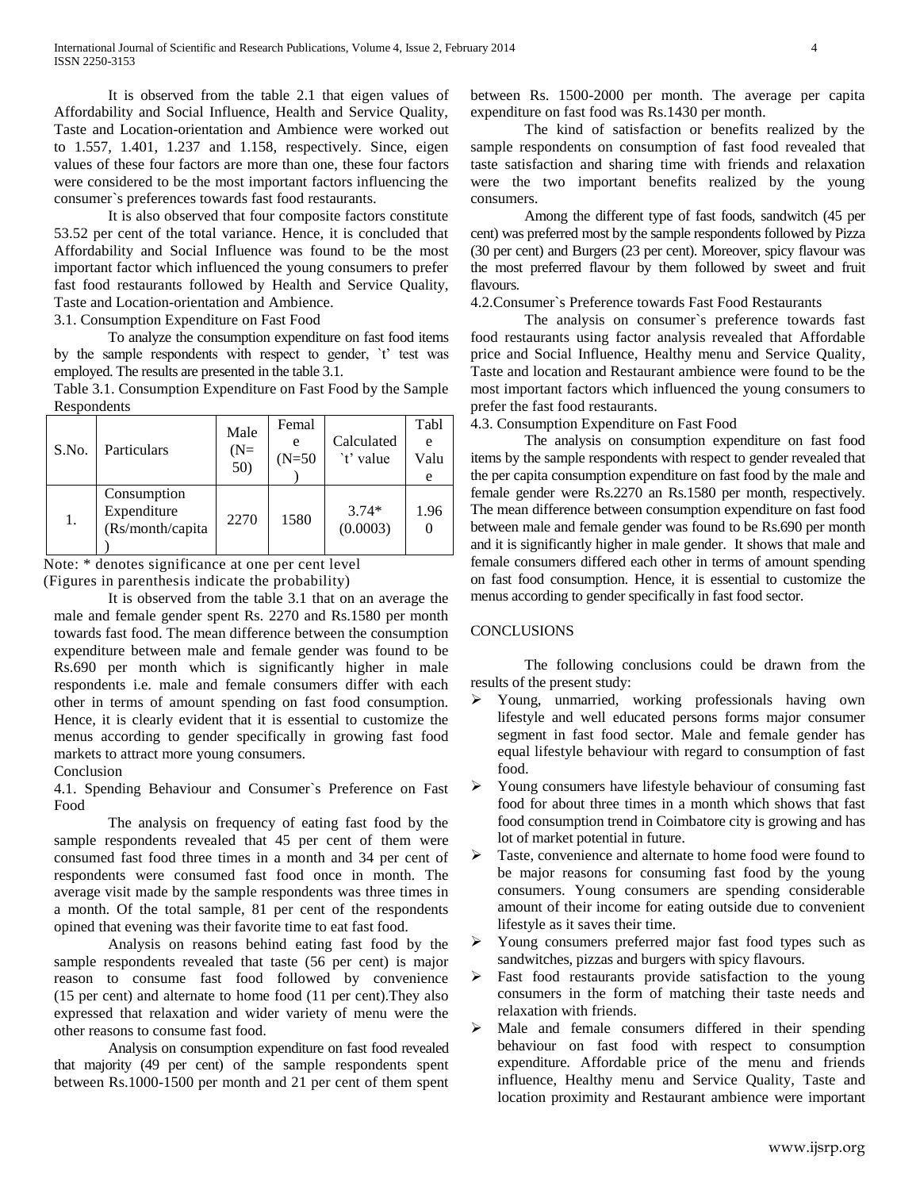It is observed from the table 2.1 that eigen values of Affordability and Social Influence, Health and Service Quality, Taste and Location-orientation and Ambience were worked out to 1.557, 1.401, 1.237 and 1.158, respectively. Since, eigen values of these four factors are more than one, these four factors were considered to be the most important factors influencing the consumer`s preferences towards fast food restaurants.

It is also observed that four composite factors constitute 53.52 per cent of the total variance. Hence, it is concluded that Affordability and Social Influence was found to be the most important factor which influenced the young consumers to prefer fast food restaurants followed by Health and Service Quality, Taste and Location-orientation and Ambience.

3.1. Consumption Expenditure on Fast Food

To analyze the consumption expenditure on fast food items by the sample respondents with respect to gender, `t' test was employed. The results are presented in the table 3.1.

Table 3.1. Consumption Expenditure on Fast Food by the Sample Respondents

| S.No. | Particulars | Male (N=50) | Female (N=50) | Calculated `t' value | Table Value |
|---|---|---|---|---|---|
| 1. | Consumption Expenditure (Rs/month/capita) | 2270 | 1580 | 3.74* (0.0003) | 1.960 |

Note: * denotes significance at one per cent level
(Figures in parenthesis indicate the probability)

It is observed from the table 3.1 that on an average the male and female gender spent Rs. 2270 and Rs.1580 per month towards fast food. The mean difference between the consumption expenditure between male and female gender was found to be Rs.690 per month which is significantly higher in male respondents i.e. male and female consumers differ with each other in terms of amount spending on fast food consumption. Hence, it is clearly evident that it is essential to customize the menus according to gender specifically in growing fast food markets to attract more young consumers.

Conclusion

4.1. Spending Behaviour and Consumer`s Preference on Fast Food

The analysis on frequency of eating fast food by the sample respondents revealed that 45 per cent of them were consumed fast food three times in a month and 34 per cent of respondents were consumed fast food once in month. The average visit made by the sample respondents was three times in a month. Of the total sample, 81 per cent of the respondents opined that evening was their favorite time to eat fast food.

Analysis on reasons behind eating fast food by the sample respondents revealed that taste (56 per cent) is major reason to consume fast food followed by convenience (15 per cent) and alternate to home food (11 per cent).They also expressed that relaxation and wider variety of menu were the other reasons to consume fast food.

Analysis on consumption expenditure on fast food revealed that majority (49 per cent) of the sample respondents spent between Rs.1000-1500 per month and 21 per cent of them spent between Rs. 1500-2000 per month. The average per capita expenditure on fast food was Rs.1430 per month.

The kind of satisfaction or benefits realized by the sample respondents on consumption of fast food revealed that taste satisfaction and sharing time with friends and relaxation were the two important benefits realized by the young consumers.

Among the different type of fast foods, sandwitch (45 per cent) was preferred most by the sample respondents followed by Pizza (30 per cent) and Burgers (23 per cent). Moreover, spicy flavour was the most preferred flavour by them followed by sweet and fruit flavours.

4.2.Consumer`s Preference towards Fast Food Restaurants

The analysis on consumer`s preference towards fast food restaurants using factor analysis revealed that Affordable price and Social Influence, Healthy menu and Service Quality, Taste and location and Restaurant ambience were found to be the most important factors which influenced the young consumers to prefer the fast food restaurants.

4.3. Consumption Expenditure on Fast Food

The analysis on consumption expenditure on fast food items by the sample respondents with respect to gender revealed that the per capita consumption expenditure on fast food by the male and female gender were Rs.2270 an Rs.1580 per month, respectively. The mean difference between consumption expenditure on fast food between male and female gender was found to be Rs.690 per month and it is significantly higher in male gender. It shows that male and female consumers differed each other in terms of amount spending on fast food consumption. Hence, it is essential to customize the menus according to gender specifically in fast food sector.

## CONCLUSIONS

The following conclusions could be drawn from the results of the present study:

- Young, unmarried, working professionals having own lifestyle and well educated persons forms major consumer segment in fast food sector. Male and female gender has equal lifestyle behaviour with regard to consumption of fast food.
- Young consumers have lifestyle behaviour of consuming fast food for about three times in a month which shows that fast food consumption trend in Coimbatore city is growing and has lot of market potential in future.
- Taste, convenience and alternate to home food were found to be major reasons for consuming fast food by the young consumers. Young consumers are spending considerable amount of their income for eating outside due to convenient lifestyle as it saves their time.
- Young consumers preferred major fast food types such as sandwitches, pizzas and burgers with spicy flavours.
- Fast food restaurants provide satisfaction to the young consumers in the form of matching their taste needs and relaxation with friends.
- Male and female consumers differed in their spending behaviour on fast food with respect to consumption expenditure. Affordable price of the menu and friends influence, Healthy menu and Service Quality, Taste and location proximity and Restaurant ambience were important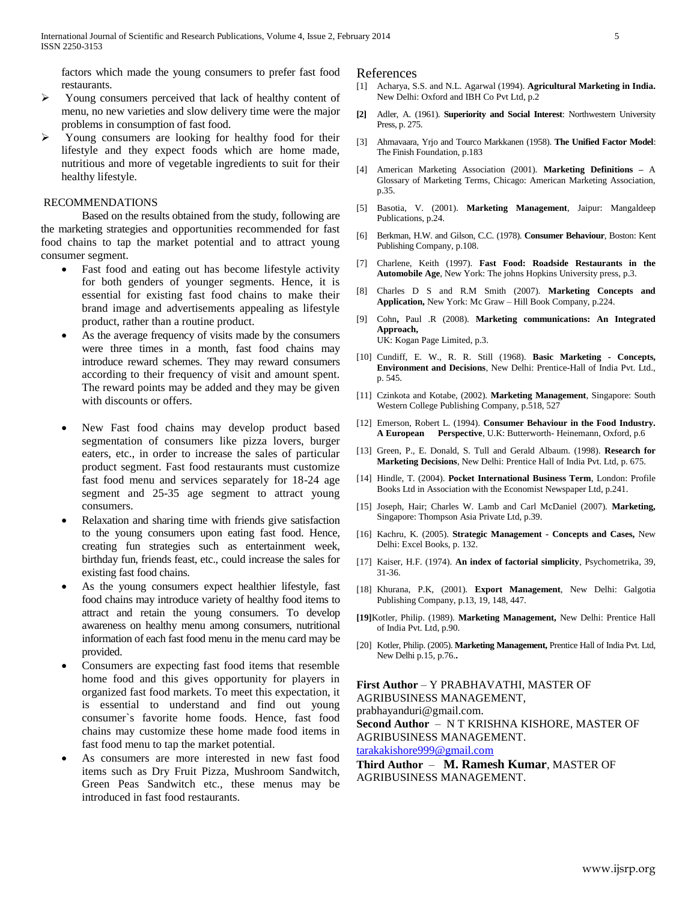factors which made the young consumers to prefer fast food restaurants.

- Young consumers perceived that lack of healthy content of menu, no new varieties and slow delivery time were the major problems in consumption of fast food.
- Young consumers are looking for healthy food for their lifestyle and they expect foods which are home made, nutritious and more of vegetable ingredients to suit for their healthy lifestyle.

## RECOMMENDATIONS

Based on the results obtained from the study, following are the marketing strategies and opportunities recommended for fast food chains to tap the market potential and to attract young consumer segment.

- Fast food and eating out has become lifestyle activity for both genders of younger segments. Hence, it is essential for existing fast food chains to make their brand image and advertisements appealing as lifestyle product, rather than a routine product.
- As the average frequency of visits made by the consumers were three times in a month, fast food chains may introduce reward schemes. They may reward consumers according to their frequency of visit and amount spent. The reward points may be added and they may be given with discounts or offers.
- New Fast food chains may develop product based segmentation of consumers like pizza lovers, burger eaters, etc., in order to increase the sales of particular product segment. Fast food restaurants must customize fast food menu and services separately for 18-24 age segment and 25-35 age segment to attract young consumers.
- Relaxation and sharing time with friends give satisfaction to the young consumers upon eating fast food. Hence, creating fun strategies such as entertainment week, birthday fun, friends feast, etc., could increase the sales for existing fast food chains.
- As the young consumers expect healthier lifestyle, fast food chains may introduce variety of healthy food items to attract and retain the young consumers. To develop awareness on healthy menu among consumers, nutritional information of each fast food menu in the menu card may be provided.
- Consumers are expecting fast food items that resemble home food and this gives opportunity for players in organized fast food markets. To meet this expectation, it is essential to understand and find out young consumer`s favorite home foods. Hence, fast food chains may customize these home made food items in fast food menu to tap the market potential.
- As consumers are more interested in new fast food items such as Dry Fruit Pizza, Mushroom Sandwitch, Green Peas Sandwitch etc., these menus may be introduced in fast food restaurants.

## References

[1] Acharya, S.S. and N.L. Agarwal (1994). **Agricultural Marketing in India.** New Delhi: Oxford and IBH Co Pvt Ltd, p.2

**[2]** Adler, A. (1961). **Superiority and Social Interest**: Northwestern University Press, p. 275.

[3] Ahmavaara, Yrjo and Tourco Markkanen (1958). **The Unified Factor Model**: The Finish Foundation, p.183

[4] American Marketing Association (2001). **Marketing Definitions –** A Glossary of Marketing Terms, Chicago: American Marketing Association, p.35.

[5] Basotia, V. (2001). **Marketing Management**, Jaipur: Mangaldeep Publications, p.24.

[6] Berkman, H.W. and Gilson, C.C. (1978). **Consumer Behaviour**, Boston: Kent Publishing Company, p.108.

[7] Charlene, Keith (1997). **Fast Food: Roadside Restaurants in the Automobile Age**, New York: The johns Hopkins University press, p.3.

[8] Charles D S and R.M Smith (2007). **Marketing Concepts and Application,** New York: Mc Graw – Hill Book Company, p.224.

[9] Cohn**,** Paul .R (2008). **Marketing communications: An Integrated Approach,** UK: Kogan Page Limited, p.3.

[10] Cundiff, E. W., R. R. Still (1968). **Basic Marketing - Concepts, Environment and Decisions**, New Delhi: Prentice-Hall of India Pvt. Ltd., p. 545.

[11] Czinkota and Kotabe, (2002). **Marketing Management**, Singapore: South Western College Publishing Company, p.518, 527

[12] Emerson, Robert L. (1994). **Consumer Behaviour in the Food Industry. A European Perspective**, U.K: Butterworth- Heinemann, Oxford, p.6

[13] Green, P., E. Donald, S. Tull and Gerald Albaum. (1998). **Research for Marketing Decisions**, New Delhi: Prentice Hall of India Pvt. Ltd, p. 675.

[14] Hindle, T. (2004). **Pocket International Business Term**, London: Profile Books Ltd in Association with the Economist Newspaper Ltd, p.241.

[15] Joseph, Hair; Charles W. Lamb and Carl McDaniel (2007). **Marketing,** Singapore: Thompson Asia Private Ltd, p.39.

[16] Kachru, K. (2005). **Strategic Management - Concepts and Cases,** New Delhi: Excel Books, p. 132.

[17] Kaiser, H.F. (1974). **An index of factorial simplicity**, Psychometrika, 39, 31-36.

[18] Khurana, P.K, (2001). **Export Management**, New Delhi: Galgotia Publishing Company, p.13, 19, 148, 447.

**[19]**Kotler, Philip. (1989). **Marketing Management,** New Delhi: Prentice Hall of India Pvt. Ltd, p.90.

[20] Kotler, Philip. (2005). **Marketing Management,** Prentice Hall of India Pvt. Ltd, New Delhi p.15, p.76.**.**

**First Author** – Y PRABHAVATHI, MASTER OF AGRIBUSINESS MANAGEMENT, prabhayanduri@gmail.com.

**Second Author** – N T KRISHNA KISHORE, MASTER OF AGRIBUSINESS MANAGEMENT. tarakakishore999@gmail.com

**Third Author** – **M. Ramesh Kumar**, MASTER OF AGRIBUSINESS MANAGEMENT.